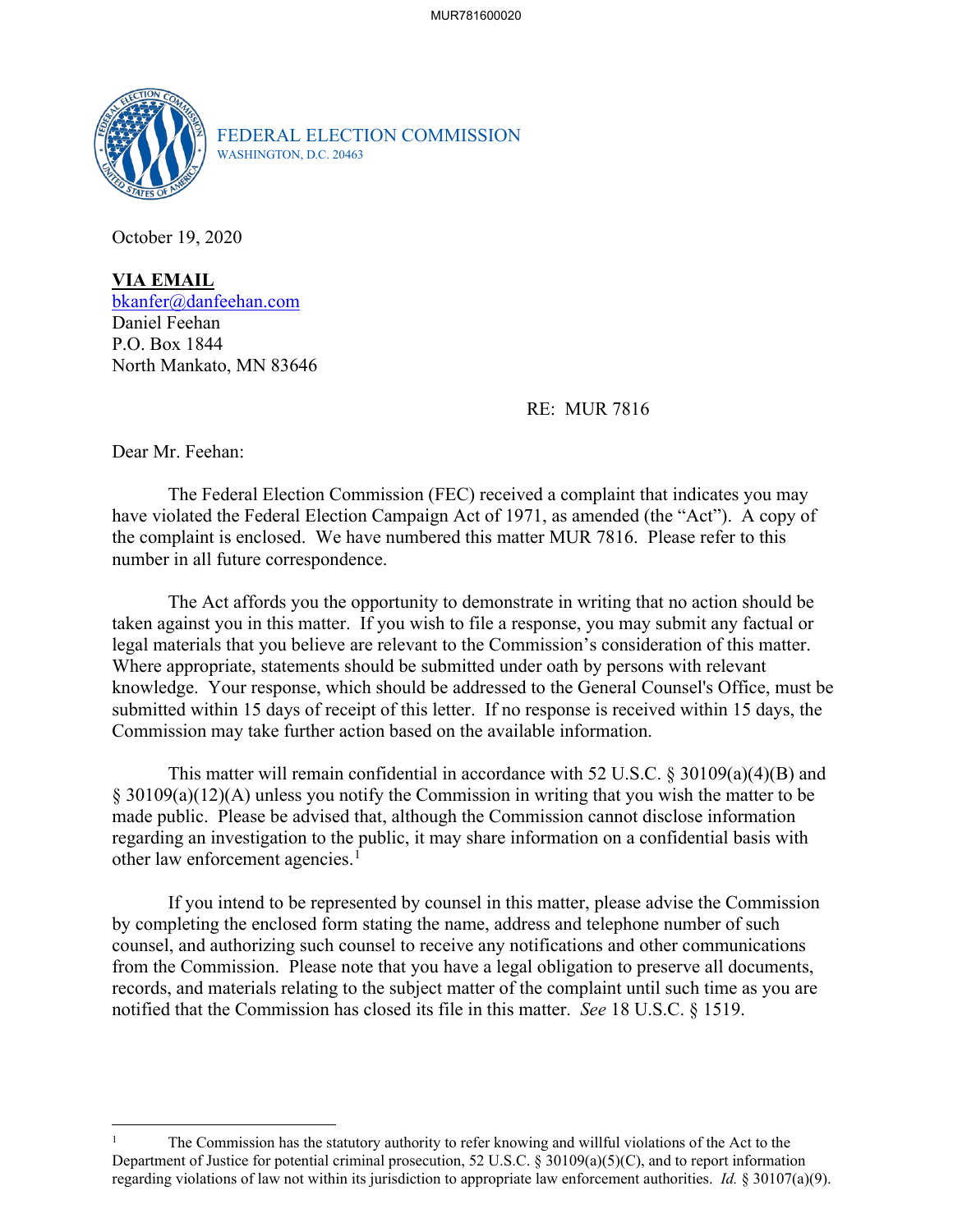FEDERAL ELECTION COMMISSION
WASHINGTON, D.C. 20463

October 19, 2020

**VIA EMAIL**
bkanfer@danfeehan.com
Daniel Feehan
P.O. Box 1844
North Mankato, MN 83646

RE: MUR 7816

Dear Mr. Feehan:

The Federal Election Commission (FEC) received a complaint that indicates you may have violated the Federal Election Campaign Act of 1971, as amended (the "Act"). A copy of the complaint is enclosed. We have numbered this matter MUR 7816. Please refer to this number in all future correspondence.

The Act affords you the opportunity to demonstrate in writing that no action should be taken against you in this matter. If you wish to file a response, you may submit any factual or legal materials that you believe are relevant to the Commission's consideration of this matter. Where appropriate, statements should be submitted under oath by persons with relevant knowledge. Your response, which should be addressed to the General Counsel's Office, must be submitted within 15 days of receipt of this letter. If no response is received within 15 days, the Commission may take further action based on the available information.

This matter will remain confidential in accordance with 52 U.S.C. § 30109(a)(4)(B) and § 30109(a)(12)(A) unless you notify the Commission in writing that you wish the matter to be made public. Please be advised that, although the Commission cannot disclose information regarding an investigation to the public, it may share information on a confidential basis with other law enforcement agencies.[1]

If you intend to be represented by counsel in this matter, please advise the Commission by completing the enclosed form stating the name, address and telephone number of such counsel, and authorizing such counsel to receive any notifications and other communications from the Commission. Please note that you have a legal obligation to preserve all documents, records, and materials relating to the subject matter of the complaint until such time as you are notified that the Commission has closed its file in this matter. *See* 18 U.S.C. § 1519.

---

[1] The Commission has the statutory authority to refer knowing and willful violations of the Act to the Department of Justice for potential criminal prosecution, 52 U.S.C. § 30109(a)(5)(C), and to report information regarding violations of law not within its jurisdiction to appropriate law enforcement authorities. *Id.* § 30107(a)(9).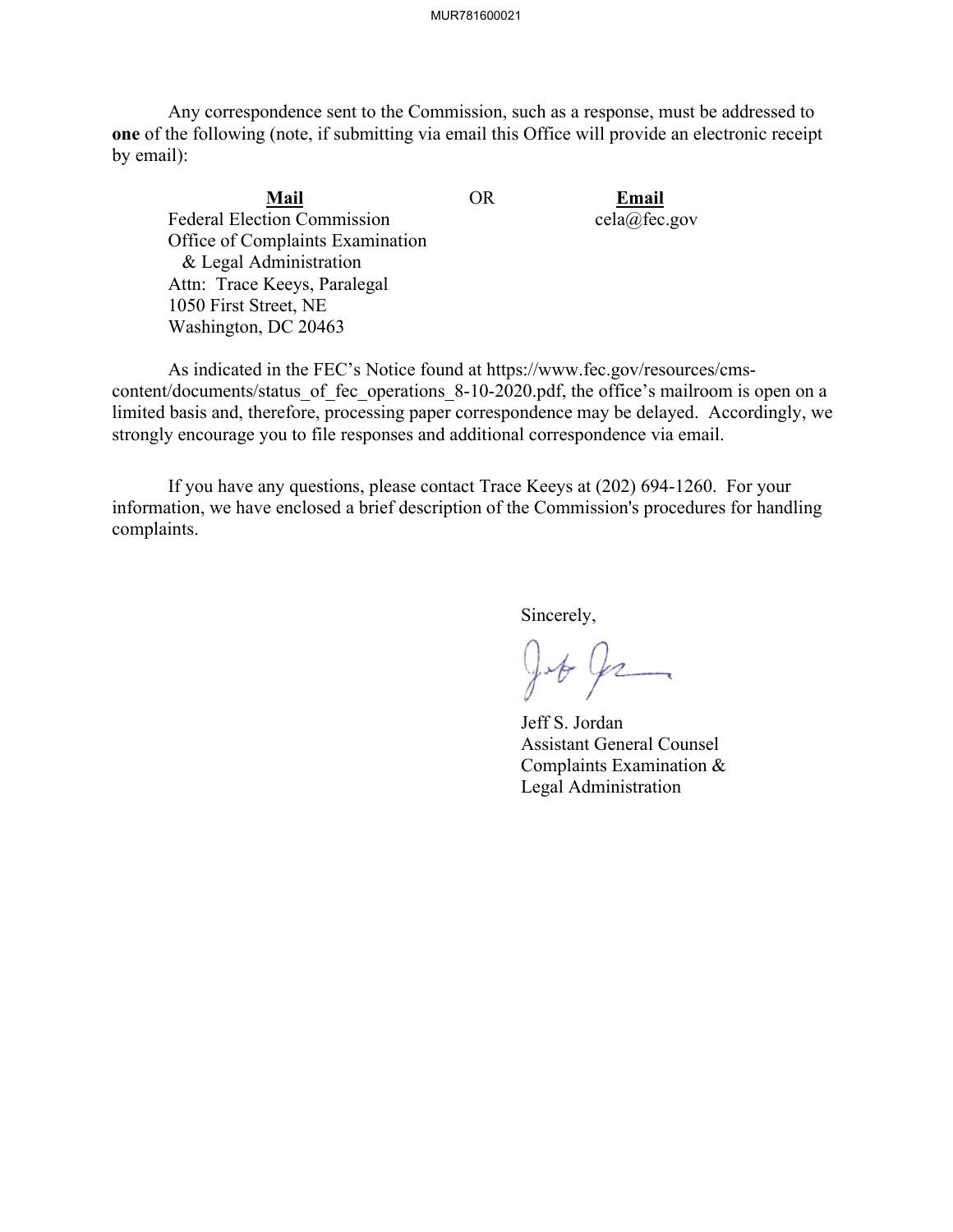Any correspondence sent to the Commission, such as a response, must be addressed to **one** of the following (note, if submitting via email this Office will provide an electronic receipt by email):

| **Mail** | OR | **Email** |
|---|---|---|
| Federal Election Commission<br>Office of Complaints Examination<br>& Legal Administration<br>Attn: Trace Keeys, Paralegal<br>1050 First Street, NE<br>Washington, DC 20463 | | cela@fec.gov |

As indicated in the FEC's Notice found at https://www.fec.gov/resources/cms-content/documents/status_of_fec_operations_8-10-2020.pdf, the office's mailroom is open on a limited basis and, therefore, processing paper correspondence may be delayed. Accordingly, we strongly encourage you to file responses and additional correspondence via email.

If you have any questions, please contact Trace Keeys at (202) 694-1260. For your information, we have enclosed a brief description of the Commission's procedures for handling complaints.

Sincerely,

Jeff S. Jordan
Assistant General Counsel
Complaints Examination &
Legal Administration